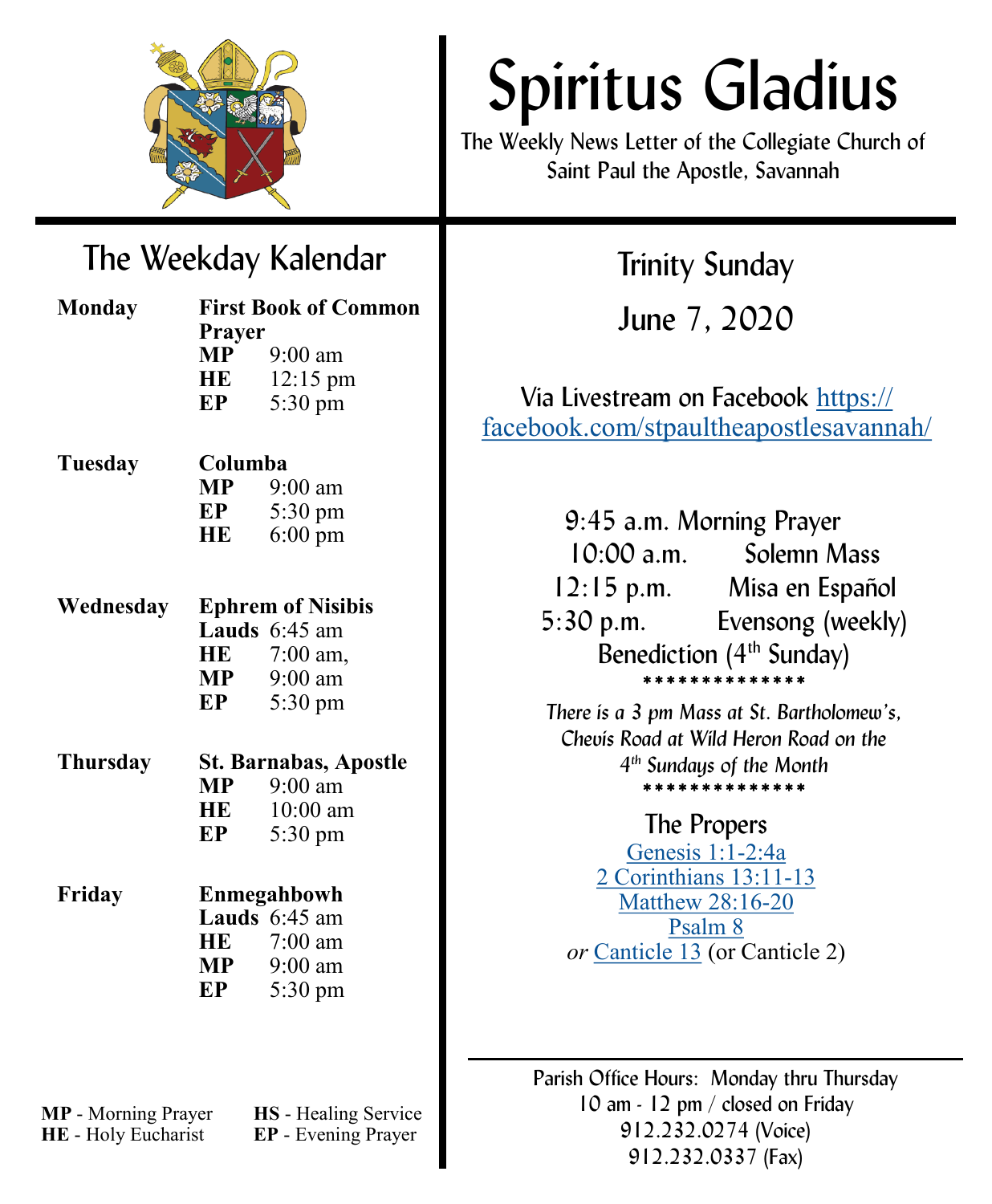# Spiritus Gladius

The Weekly News Letter of the Collegiate Church of Saint Paul the Apostle, Savannah

## The Weekday Kalendar

**Monday** — **First Book of Common Prayer**
- **MP** 9:00 am
- **HE** 12:15 pm
- **EP** 5:30 pm

**Tuesday** — **Columba**
- **MP** 9:00 am
- **EP** 5:30 pm
- **HE** 6:00 pm

**Wednesday** — **Ephrem of Nisibis**
- **Lauds** 6:45 am
- **HE** 7:00 am,
- **MP** 9:00 am
- **EP** 5:30 pm

**Thursday** — **St. Barnabas, Apostle**
- **MP** 9:00 am
- **HE** 10:00 am
- **EP** 5:30 pm

**Friday** — **Enmegahbowh**
- **Lauds** 6:45 am
- **HE** 7:00 am
- **MP** 9:00 am
- **EP** 5:30 pm

**MP** - Morning Prayer
**HE** - Holy Eucharist
**HS** - Healing Service
**EP** - Evening Prayer

## Trinity Sunday

## June 7, 2020

Via Livestream on Facebook https://facebook.com/stpaultheapostlesavannah/

9:45 a.m. Morning Prayer
10:00 a.m. Solemn Mass
12:15 p.m. Misa en Español
5:30 p.m. Evensong (weekly)
Benediction (4th Sunday)

**************

*There is a 3 pm Mass at St. Bartholomew's, Chevis Road at Wild Heron Road on the 4th Sundays of the Month*

**************

### The Propers

Genesis 1:1-2:4a
2 Corinthians 13:11-13
Matthew 28:16-20
Psalm 8
*or* Canticle 13 (or Canticle 2)

Parish Office Hours: Monday thru Thursday
10 am - 12 pm / closed on Friday
912.232.0274 (Voice)
912.232.0337 (Fax)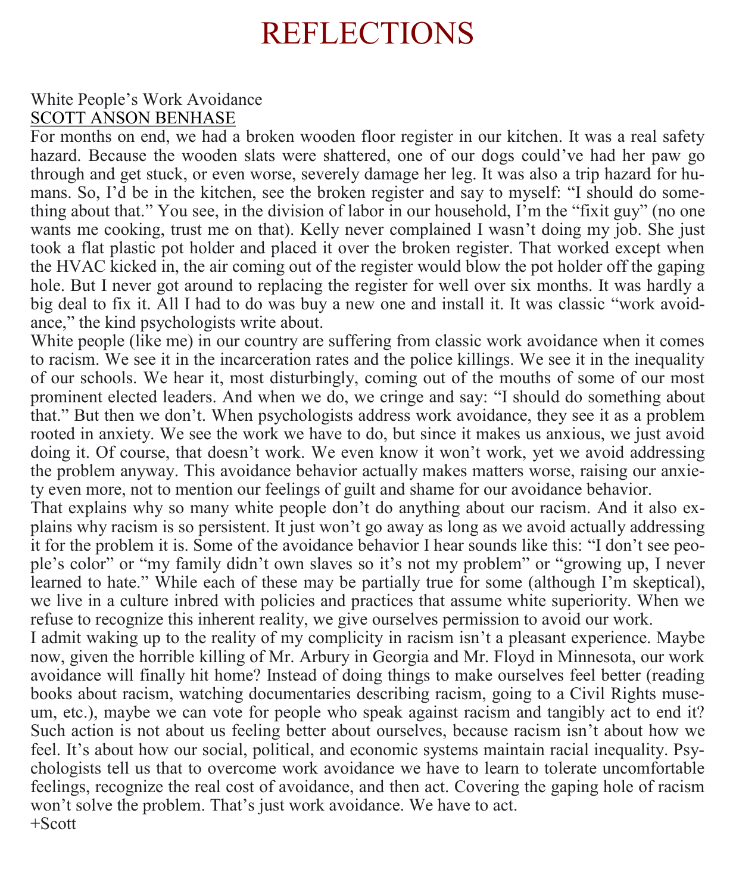# REFLECTIONS

## White People's Work Avoidance

SCOTT ANSON BENHASE

For months on end, we had a broken wooden floor register in our kitchen. It was a real safety hazard. Because the wooden slats were shattered, one of our dogs could've had her paw go through and get stuck, or even worse, severely damage her leg. It was also a trip hazard for humans. So, I'd be in the kitchen, see the broken register and say to myself: "I should do something about that." You see, in the division of labor in our household, I'm the "fixit guy" (no one wants me cooking, trust me on that). Kelly never complained I wasn't doing my job. She just took a flat plastic pot holder and placed it over the broken register. That worked except when the HVAC kicked in, the air coming out of the register would blow the pot holder off the gaping hole. But I never got around to replacing the register for well over six months. It was hardly a big deal to fix it. All I had to do was buy a new one and install it. It was classic "work avoidance," the kind psychologists write about.

White people (like me) in our country are suffering from classic work avoidance when it comes to racism. We see it in the incarceration rates and the police killings. We see it in the inequality of our schools. We hear it, most disturbingly, coming out of the mouths of some of our most prominent elected leaders. And when we do, we cringe and say: "I should do something about that." But then we don't. When psychologists address work avoidance, they see it as a problem rooted in anxiety. We see the work we have to do, but since it makes us anxious, we just avoid doing it. Of course, that doesn't work. We even know it won't work, yet we avoid addressing the problem anyway. This avoidance behavior actually makes matters worse, raising our anxiety even more, not to mention our feelings of guilt and shame for our avoidance behavior.

That explains why so many white people don't do anything about our racism. And it also explains why racism is so persistent. It just won't go away as long as we avoid actually addressing it for the problem it is. Some of the avoidance behavior I hear sounds like this: "I don't see people's color" or "my family didn't own slaves so it's not my problem" or "growing up, I never learned to hate." While each of these may be partially true for some (although I'm skeptical), we live in a culture inbred with policies and practices that assume white superiority. When we refuse to recognize this inherent reality, we give ourselves permission to avoid our work.

I admit waking up to the reality of my complicity in racism isn't a pleasant experience. Maybe now, given the horrible killing of Mr. Arbury in Georgia and Mr. Floyd in Minnesota, our work avoidance will finally hit home? Instead of doing things to make ourselves feel better (reading books about racism, watching documentaries describing racism, going to a Civil Rights museum, etc.), maybe we can vote for people who speak against racism and tangibly act to end it? Such action is not about us feeling better about ourselves, because racism isn't about how we feel. It's about how our social, political, and economic systems maintain racial inequality. Psychologists tell us that to overcome work avoidance we have to learn to tolerate uncomfortable feelings, recognize the real cost of avoidance, and then act. Covering the gaping hole of racism won't solve the problem. That's just work avoidance. We have to act.

+Scott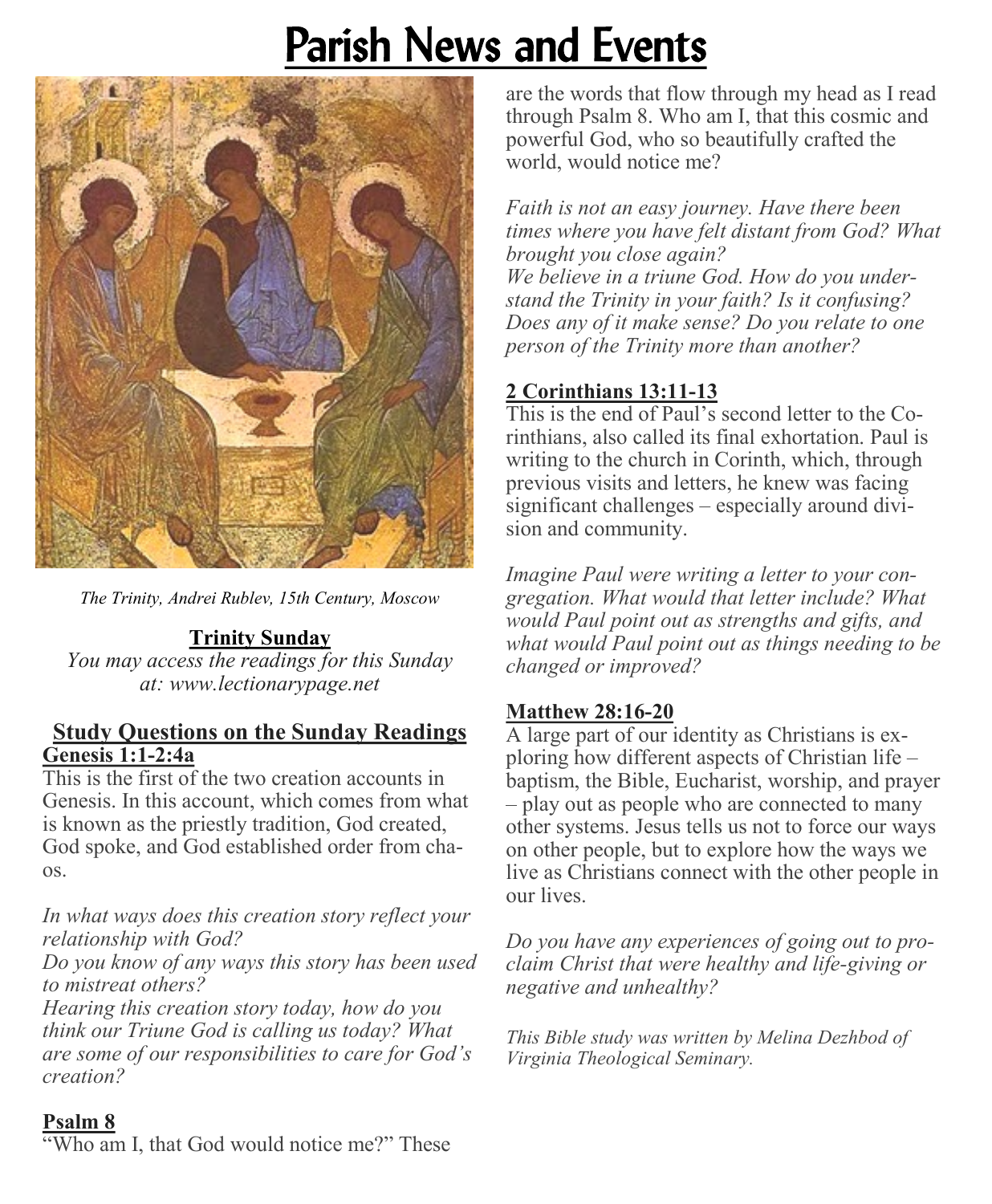# Parish News and Events

*The Trinity, Andrei Rublev, 15th Century, Moscow*

**Trinity Sunday**

*You may access the readings for this Sunday at: www.lectionarypage.net*

## Study Questions on the Sunday Readings

**Genesis 1:1-2:4a**

This is the first of the two creation accounts in Genesis. In this account, which comes from what is known as the priestly tradition, God created, God spoke, and God established order from chaos.

*In what ways does this creation story reflect your relationship with God?*
*Do you know of any ways this story has been used to mistreat others?*
*Hearing this creation story today, how do you think our Triune God is calling us today? What are some of our responsibilities to care for God's creation?*

**Psalm 8**

"Who am I, that God would notice me?" These are the words that flow through my head as I read through Psalm 8. Who am I, that this cosmic and powerful God, who so beautifully crafted the world, would notice me?

*Faith is not an easy journey. Have there been times where you have felt distant from God? What brought you close again?*
*We believe in a triune God. How do you understand the Trinity in your faith? Is it confusing? Does any of it make sense? Do you relate to one person of the Trinity more than another?*

**2 Corinthians 13:11-13**

This is the end of Paul's second letter to the Corinthians, also called its final exhortation. Paul is writing to the church in Corinth, which, through previous visits and letters, he knew was facing significant challenges – especially around division and community.

*Imagine Paul were writing a letter to your congregation. What would that letter include? What would Paul point out as strengths and gifts, and what would Paul point out as things needing to be changed or improved?*

**Matthew 28:16-20**

A large part of our identity as Christians is exploring how different aspects of Christian life – baptism, the Bible, Eucharist, worship, and prayer – play out as people who are connected to many other systems. Jesus tells us not to force our ways on other people, but to explore how the ways we live as Christians connect with the other people in our lives.

*Do you have any experiences of going out to proclaim Christ that were healthy and life-giving or negative and unhealthy?*

*This Bible study was written by Melina Dezhbod of Virginia Theological Seminary.*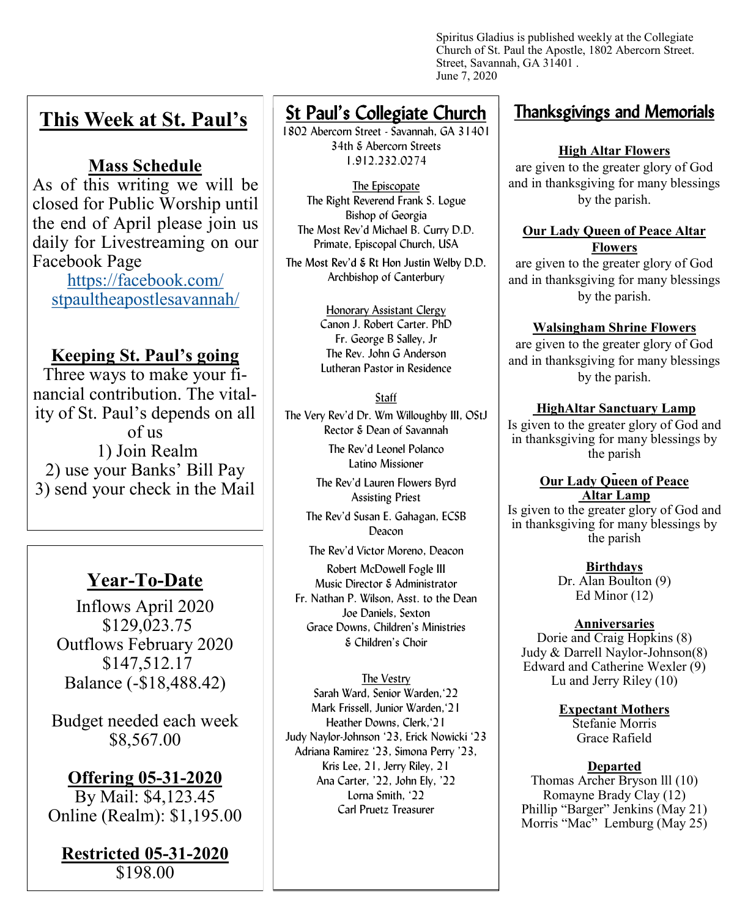Spiritus Gladius is published weekly at the Collegiate Church of St. Paul the Apostle, 1802 Abercorn Street. Street, Savannah, GA 31401 .
June 7, 2020

## This Week at St. Paul's

### Mass Schedule

As of this writing we will be closed for Public Worship until the end of April please join us daily for Livestreaming on our Facebook Page
https://facebook.com/stpaultheapostlesavannah/

### Keeping St. Paul's going

Three ways to make your financial contribution. The vitality of St. Paul's depends on all of us

1) Join Realm
2) use your Banks' Bill Pay
3) send your check in the Mail

## Year-To-Date

Inflows April 2020
$129,023.75
Outflows February 2020
$147,512.17
Balance (-$18,488.42)

Budget needed each week
$8,567.00

**Offering 05-31-2020**
By Mail: $4,123.45
Online (Realm): $1,195.00

**Restricted 05-31-2020**
$198.00

## St Paul's Collegiate Church

1802 Abercorn Street - Savannah, GA 31401
34th & Abercorn Streets
1.912.232.0274

**The Episcopate**
The Right Reverend Frank S. Logue
Bishop of Georgia
The Most Rev'd Michael B. Curry D.D.
Primate, Episcopal Church, USA
The Most Rev'd & Rt Hon Justin Welby D.D.
Archbishop of Canterbury

**Honorary Assistant Clergy**
Canon J. Robert Carter. PhD
Fr. George B Salley, Jr
The Rev. John G Anderson
Lutheran Pastor in Residence

**Staff**
The Very Rev'd Dr. Wm Willoughby III, OStJ
Rector & Dean of Savannah
The Rev'd Leonel Polanco
Latino Missioner
The Rev'd Lauren Flowers Byrd
Assisting Priest
The Rev'd Susan E. Gahagan, ECSB
Deacon
The Rev'd Victor Moreno, Deacon
Robert McDowell Fogle III
Music Director & Administrator
Fr. Nathan P. Wilson, Asst. to the Dean
Joe Daniels, Sexton
Grace Downs, Children's Ministries
& Children's Choir

**The Vestry**
Sarah Ward, Senior Warden,'22
Mark Frissell, Junior Warden,'21
Heather Downs, Clerk,'21
Judy Naylor-Johnson '23, Erick Nowicki '23
Adriana Ramirez '23, Simona Perry '23,
Kris Lee, 21, Jerry Riley, 21
Ana Carter, '22, John Ely, '22
Lorna Smith, '22
Carl Pruetz Treasurer

## Thanksgivings and Memorials

**High Altar Flowers**
are given to the greater glory of God and in thanksgiving for many blessings by the parish.

**Our Lady Queen of Peace Altar Flowers**
are given to the greater glory of God and in thanksgiving for many blessings by the parish.

**Walsingham Shrine Flowers**
are given to the greater glory of God and in thanksgiving for many blessings by the parish.

**HighAltar Sanctuary Lamp**
Is given to the greater glory of God and in thanksgiving for many blessings by the parish

**Our Lady Queen of Peace Altar Lamp**
Is given to the greater glory of God and in thanksgiving for many blessings by the parish

**Birthdays**
Dr. Alan Boulton (9)
Ed Minor (12)

**Anniversaries**
Dorie and Craig Hopkins (8)
Judy & Darrell Naylor-Johnson(8)
Edward and Catherine Wexler (9)
Lu and Jerry Riley (10)

**Expectant Mothers**
Stefanie Morris
Grace Rafield

**Departed**
Thomas Archer Bryson lll (10)
Romayne Brady Clay (12)
Phillip "Barger" Jenkins (May 21)
Morris "Mac" Lemburg (May 25)